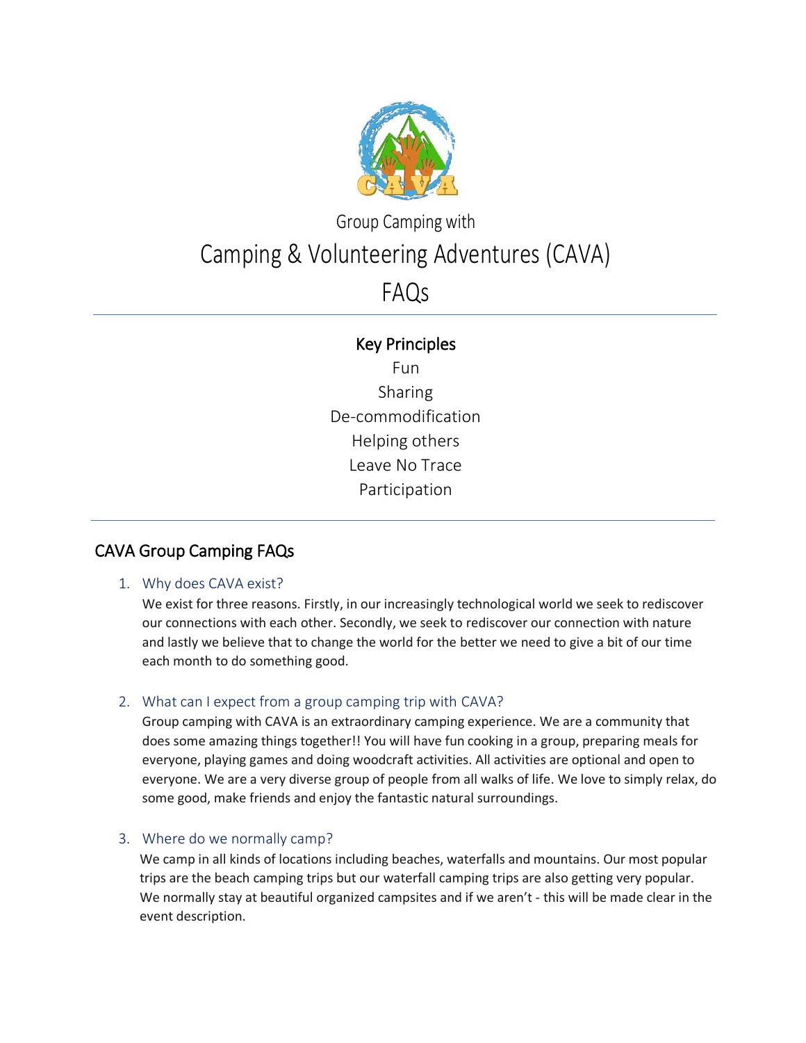Group Camping with

# Camping & Volunteering Adventures (CAVA)

# FAQs

---

## Key Principles

Fun

Sharing

De-commodification

Helping others

Leave No Trace

Participation

---

## CAVA Group Camping FAQs

### 1. Why does CAVA exist?

We exist for three reasons. Firstly, in our increasingly technological world we seek to rediscover our connections with each other. Secondly, we seek to rediscover our connection with nature and lastly we believe that to change the world for the better we need to give a bit of our time each month to do something good.

### 2. What can I expect from a group camping trip with CAVA?

Group camping with CAVA is an extraordinary camping experience. We are a community that does some amazing things together!! You will have fun cooking in a group, preparing meals for everyone, playing games and doing woodcraft activities. All activities are optional and open to everyone. We are a very diverse group of people from all walks of life. We love to simply relax, do some good, make friends and enjoy the fantastic natural surroundings.

### 3. Where do we normally camp?

We camp in all kinds of locations including beaches, waterfalls and mountains. Our most popular trips are the beach camping trips but our waterfall camping trips are also getting very popular. We normally stay at beautiful organized campsites and if we aren't - this will be made clear in the event description.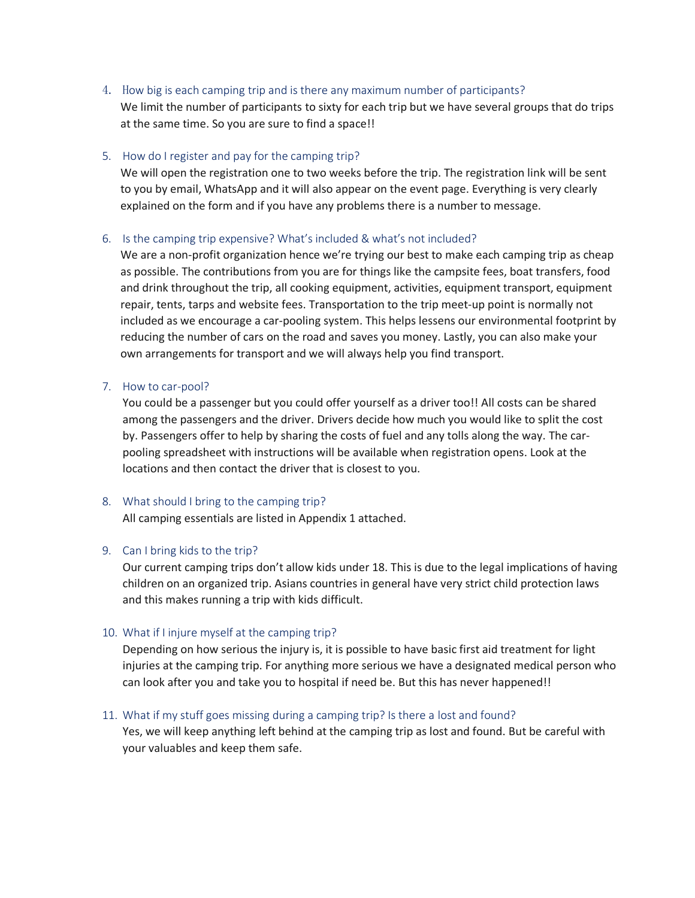4. How big is each camping trip and is there any maximum number of participants?

   We limit the number of participants to sixty for each trip but we have several groups that do trips at the same time. So you are sure to find a space!!

5. How do I register and pay for the camping trip?

   We will open the registration one to two weeks before the trip. The registration link will be sent to you by email, WhatsApp and it will also appear on the event page. Everything is very clearly explained on the form and if you have any problems there is a number to message.

6. Is the camping trip expensive? What's included & what's not included?

   We are a non-profit organization hence we're trying our best to make each camping trip as cheap as possible. The contributions from you are for things like the campsite fees, boat transfers, food and drink throughout the trip, all cooking equipment, activities, equipment transport, equipment repair, tents, tarps and website fees. Transportation to the trip meet-up point is normally not included as we encourage a car-pooling system. This helps lessens our environmental footprint by reducing the number of cars on the road and saves you money. Lastly, you can also make your own arrangements for transport and we will always help you find transport.

7. How to car-pool?

   You could be a passenger but you could offer yourself as a driver too!! All costs can be shared among the passengers and the driver. Drivers decide how much you would like to split the cost by. Passengers offer to help by sharing the costs of fuel and any tolls along the way. The car-pooling spreadsheet with instructions will be available when registration opens. Look at the locations and then contact the driver that is closest to you.

8. What should I bring to the camping trip?

   All camping essentials are listed in Appendix 1 attached.

9. Can I bring kids to the trip?

   Our current camping trips don't allow kids under 18. This is due to the legal implications of having children on an organized trip. Asians countries in general have very strict child protection laws and this makes running a trip with kids difficult.

10. What if I injure myself at the camping trip?

    Depending on how serious the injury is, it is possible to have basic first aid treatment for light injuries at the camping trip. For anything more serious we have a designated medical person who can look after you and take you to hospital if need be. But this has never happened!!

11. What if my stuff goes missing during a camping trip? Is there a lost and found?

    Yes, we will keep anything left behind at the camping trip as lost and found. But be careful with your valuables and keep them safe.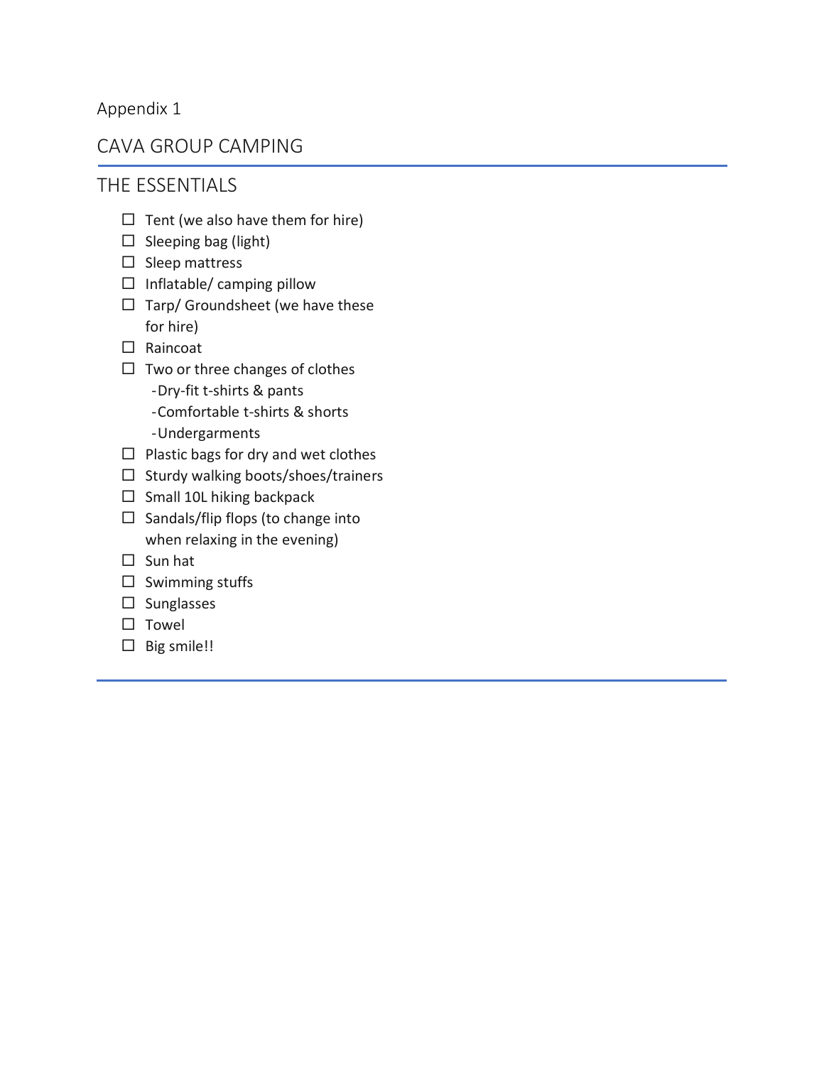Appendix 1

# CAVA GROUP CAMPING

## THE ESSENTIALS

- [ ] Tent (we also have them for hire)
- [ ] Sleeping bag (light)
- [ ] Sleep mattress
- [ ] Inflatable/ camping pillow
- [ ] Tarp/ Groundsheet (we have these for hire)
- [ ] Raincoat
- [ ] Two or three changes of clothes
  - Dry-fit t-shirts & pants
  - Comfortable t-shirts & shorts
  - Undergarments
- [ ] Plastic bags for dry and wet clothes
- [ ] Sturdy walking boots/shoes/trainers
- [ ] Small 10L hiking backpack
- [ ] Sandals/flip flops (to change into when relaxing in the evening)
- [ ] Sun hat
- [ ] Swimming stuffs
- [ ] Sunglasses
- [ ] Towel
- [ ] Big smile!!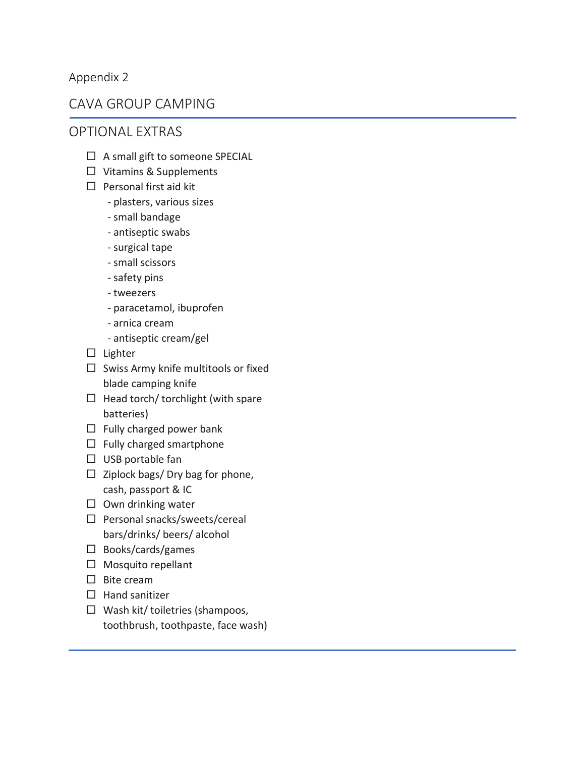Appendix 2

# CAVA GROUP CAMPING

## OPTIONAL EXTRAS

- ☐ A small gift to someone SPECIAL
- ☐ Vitamins & Supplements
- ☐ Personal first aid kit
  - plasters, various sizes
  - small bandage
  - antiseptic swabs
  - surgical tape
  - small scissors
  - safety pins
  - tweezers
  - paracetamol, ibuprofen
  - arnica cream
  - antiseptic cream/gel
- ☐ Lighter
- ☐ Swiss Army knife multitools or fixed blade camping knife
- ☐ Head torch/ torchlight (with spare batteries)
- ☐ Fully charged power bank
- ☐ Fully charged smartphone
- ☐ USB portable fan
- ☐ Ziplock bags/ Dry bag for phone, cash, passport & IC
- ☐ Own drinking water
- ☐ Personal snacks/sweets/cereal bars/drinks/ beers/ alcohol
- ☐ Books/cards/games
- ☐ Mosquito repellant
- ☐ Bite cream
- ☐ Hand sanitizer
- ☐ Wash kit/ toiletries (shampoos, toothbrush, toothpaste, face wash)